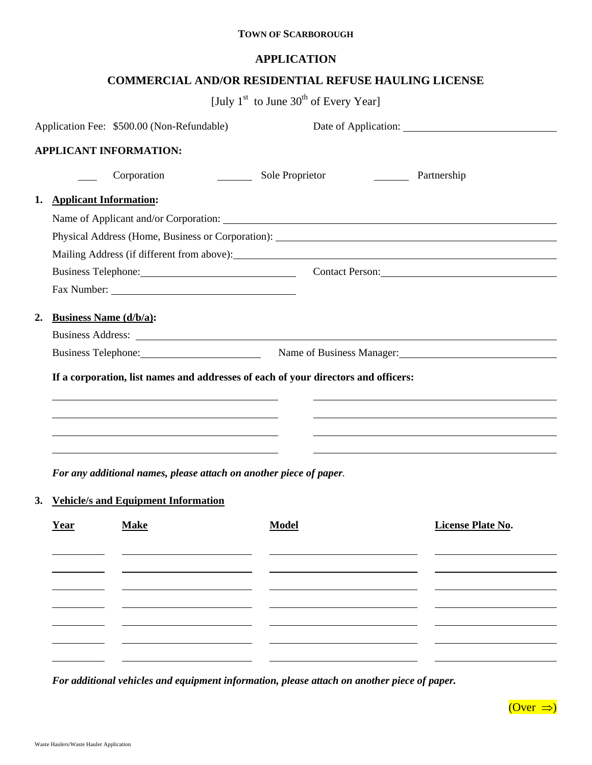**TOWN OF SCARBOROUGH**

# APPLICATION

## COMMERCIAL AND/OR RESIDENTIAL REFUSE HAULING LICENSE

[July 1st to June 30th of Every Year]

Application Fee: $500.00 (Non-Refundable) Date of Application: ______________________

**APPLICANT INFORMATION:**

___ Corporation ______ Sole Proprietor ______ Partnership

1. **Applicant Information:**

   Name of Applicant and/or Corporation: ______________________

   Physical Address (Home, Business or Corporation): ______________________

   Mailing Address (if different from above): ______________________

   Business Telephone: ______________________ Contact Person: ______________________

   Fax Number: ______________________

2. **Business Name (d/b/a):**

   Business Address: ______________________

   Business Telephone: ______________________ Name of Business Manager: ______________________

   **If a corporation, list names and addresses of each of your directors and officers:**

   ______________________ ______________________

   ______________________ ______________________

   ______________________ ______________________

   ______________________ ______________________

   ***For any additional names, please attach on another piece of paper.***

3. **Vehicle/s and Equipment Information**

| Year | Make | Model | License Plate No. |
|---|---|---|---|
| | | | |
| | | | |
| | | | |
| | | | |
| | | | |
| | | | |
| | | | |

***For additional vehicles and equipment information, please attach on another piece of paper.***

(Over ⇒)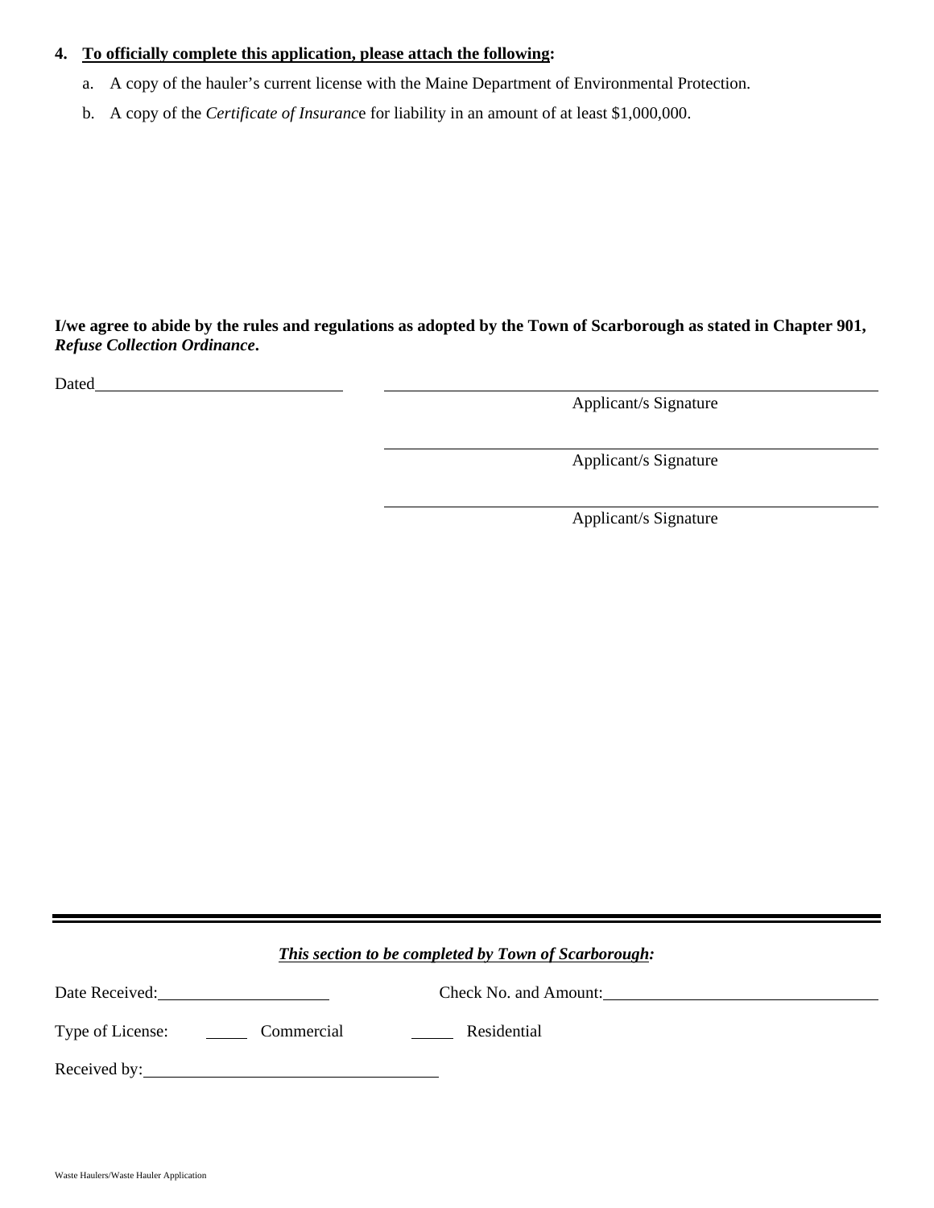4. **<u>To officially complete this application, please attach the following</u>:**
   a. A copy of the hauler's current license with the Maine Department of Environmental Protection.
   b. A copy of the *Certificate of Insuranc*e for liability in an amount of at least $1,000,000.

**I/we agree to abide by the rules and regulations as adopted by the Town of Scarborough as stated in Chapter 901, *Refuse Collection Ordinance*.**

Dated______________________________ ____________________________________________
Applicant/s Signature

____________________________________________
Applicant/s Signature

____________________________________________
Applicant/s Signature

---

***<u>This section to be completed by Town of Scarborough</u>:***

Date Received:____________________ Check No. and Amount:________________________________

Type of License: _____ Commercial _____ Residential

Received by:___________________________________

Waste Haulers/Waste Hauler Application